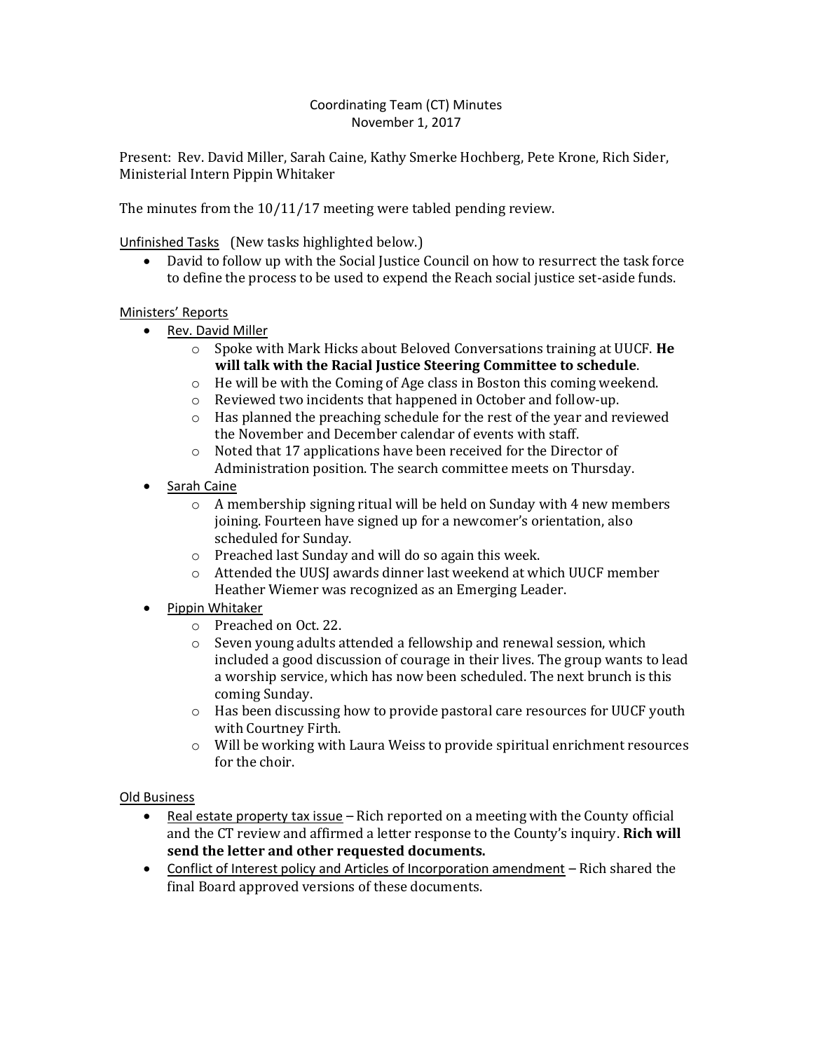Coordinating Team (CT) Minutes
November 1, 2017

Present: Rev. David Miller, Sarah Caine, Kathy Smerke Hochberg, Pete Krone, Rich Sider, Ministerial Intern Pippin Whitaker

The minutes from the 10/11/17 meeting were tabled pending review.

Unfinished Tasks (New tasks highlighted below.)

- David to follow up with the Social Justice Council on how to resurrect the task force to define the process to be used to expend the Reach social justice set-aside funds.

Ministers' Reports

- Rev. David Miller
  - Spoke with Mark Hicks about Beloved Conversations training at UUCF. **He will talk with the Racial Justice Steering Committee to schedule**.
  - He will be with the Coming of Age class in Boston this coming weekend.
  - Reviewed two incidents that happened in October and follow-up.
  - Has planned the preaching schedule for the rest of the year and reviewed the November and December calendar of events with staff.
  - Noted that 17 applications have been received for the Director of Administration position. The search committee meets on Thursday.
- Sarah Caine
  - A membership signing ritual will be held on Sunday with 4 new members joining. Fourteen have signed up for a newcomer's orientation, also scheduled for Sunday.
  - Preached last Sunday and will do so again this week.
  - Attended the UUSJ awards dinner last weekend at which UUCF member Heather Wiemer was recognized as an Emerging Leader.
- Pippin Whitaker
  - Preached on Oct. 22.
  - Seven young adults attended a fellowship and renewal session, which included a good discussion of courage in their lives. The group wants to lead a worship service, which has now been scheduled. The next brunch is this coming Sunday.
  - Has been discussing how to provide pastoral care resources for UUCF youth with Courtney Firth.
  - Will be working with Laura Weiss to provide spiritual enrichment resources for the choir.

Old Business

- Real estate property tax issue – Rich reported on a meeting with the County official and the CT review and affirmed a letter response to the County's inquiry. **Rich will send the letter and other requested documents.**
- Conflict of Interest policy and Articles of Incorporation amendment – Rich shared the final Board approved versions of these documents.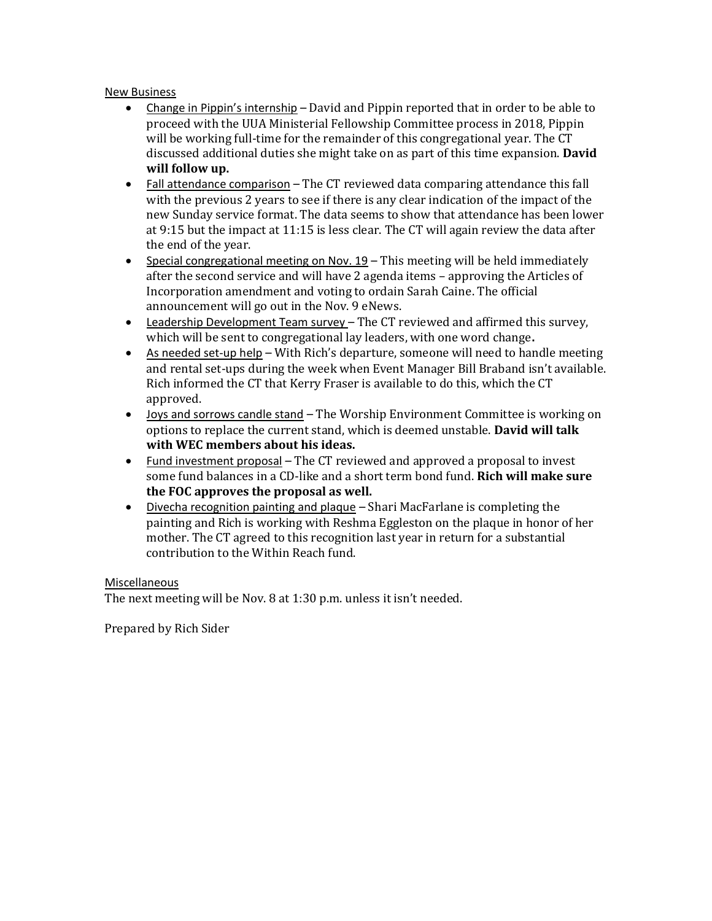New Business

- Change in Pippin's internship – David and Pippin reported that in order to be able to proceed with the UUA Ministerial Fellowship Committee process in 2018, Pippin will be working full-time for the remainder of this congregational year. The CT discussed additional duties she might take on as part of this time expansion. **David will follow up.**
- Fall attendance comparison – The CT reviewed data comparing attendance this fall with the previous 2 years to see if there is any clear indication of the impact of the new Sunday service format. The data seems to show that attendance has been lower at 9:15 but the impact at 11:15 is less clear. The CT will again review the data after the end of the year.
- Special congregational meeting on Nov. 19 – This meeting will be held immediately after the second service and will have 2 agenda items – approving the Articles of Incorporation amendment and voting to ordain Sarah Caine. The official announcement will go out in the Nov. 9 eNews.
- Leadership Development Team survey – The CT reviewed and affirmed this survey, which will be sent to congregational lay leaders, with one word change.
- As needed set-up help – With Rich's departure, someone will need to handle meeting and rental set-ups during the week when Event Manager Bill Braband isn't available. Rich informed the CT that Kerry Fraser is available to do this, which the CT approved.
- Joys and sorrows candle stand – The Worship Environment Committee is working on options to replace the current stand, which is deemed unstable. **David will talk with WEC members about his ideas.**
- Fund investment proposal – The CT reviewed and approved a proposal to invest some fund balances in a CD-like and a short term bond fund. **Rich will make sure the FOC approves the proposal as well.**
- Divecha recognition painting and plaque – Shari MacFarlane is completing the painting and Rich is working with Reshma Eggleston on the plaque in honor of her mother. The CT agreed to this recognition last year in return for a substantial contribution to the Within Reach fund.

Miscellaneous

The next meeting will be Nov. 8 at 1:30 p.m. unless it isn't needed.

Prepared by Rich Sider